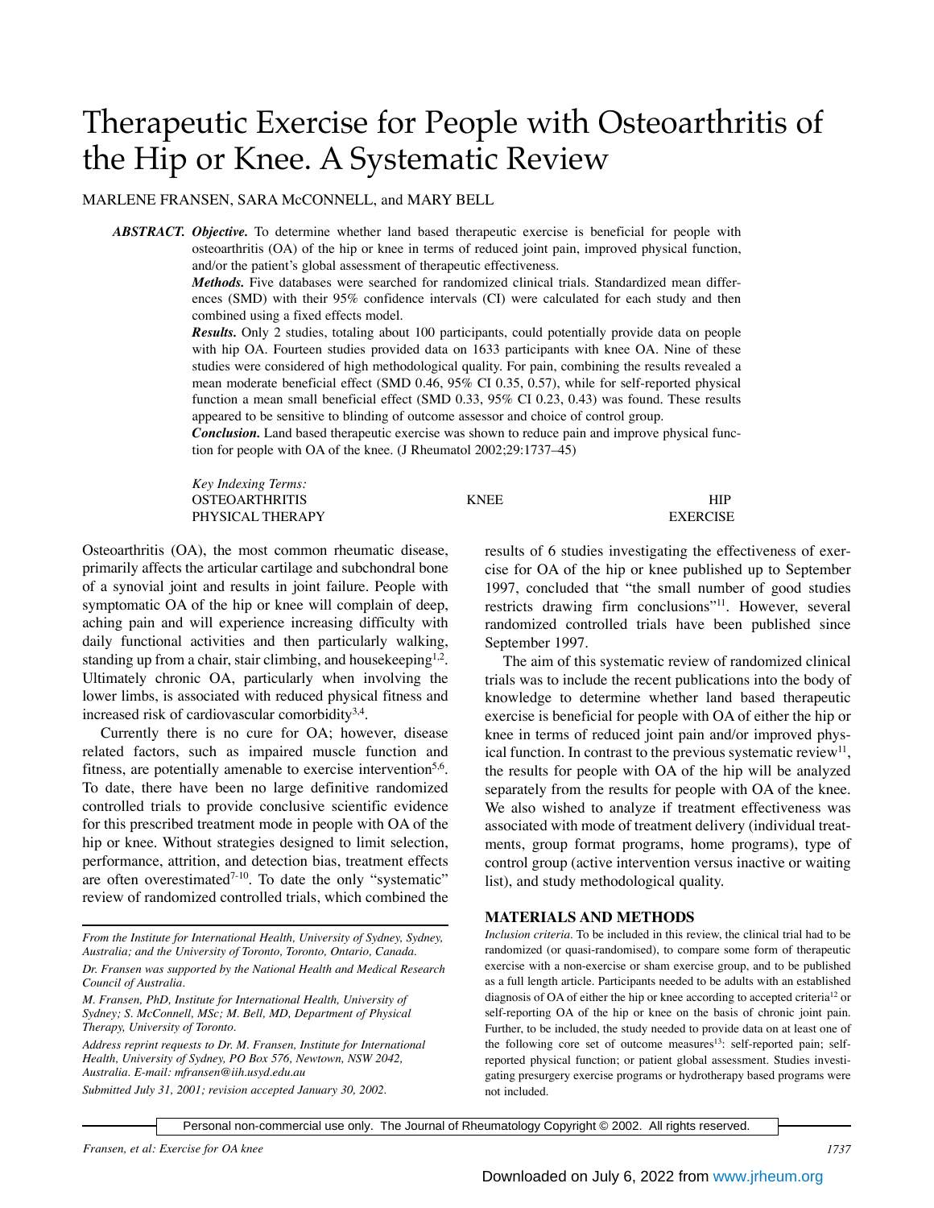# Therapeutic Exercise for People with Osteoarthritis of the Hip or Knee. A Systematic Review

MARLENE FRANSEN, SARA McCONNELL, and MARY BELL

***ABSTRACT. Objective.*** To determine whether land based therapeutic exercise is beneficial for people with osteoarthritis (OA) of the hip or knee in terms of reduced joint pain, improved physical function, and/or the patient's global assessment of therapeutic effectiveness.

***Methods.*** Five databases were searched for randomized clinical trials. Standardized mean differences (SMD) with their 95% confidence intervals (CI) were calculated for each study and then combined using a fixed effects model.

***Results.*** Only 2 studies, totaling about 100 participants, could potentially provide data on people with hip OA. Fourteen studies provided data on 1633 participants with knee OA. Nine of these studies were considered of high methodological quality. For pain, combining the results revealed a mean moderate beneficial effect (SMD 0.46, 95% CI 0.35, 0.57), while for self-reported physical function a mean small beneficial effect (SMD 0.33, 95% CI 0.23, 0.43) was found. These results appeared to be sensitive to blinding of outcome assessor and choice of control group.

***Conclusion.*** Land based therapeutic exercise was shown to reduce pain and improve physical function for people with OA of the knee. (J Rheumatol 2002;29:1737–45)

*Key Indexing Terms:*
OSTEOARTHRITIS — KNEE — HIP
PHYSICAL THERAPY — EXERCISE

Osteoarthritis (OA), the most common rheumatic disease, primarily affects the articular cartilage and subchondral bone of a synovial joint and results in joint failure. People with symptomatic OA of the hip or knee will complain of deep, aching pain and will experience increasing difficulty with daily functional activities and then particularly walking, standing up from a chair, stair climbing, and housekeeping[1,2]. Ultimately chronic OA, particularly when involving the lower limbs, is associated with reduced physical fitness and increased risk of cardiovascular comorbidity[3,4].

Currently there is no cure for OA; however, disease related factors, such as impaired muscle function and fitness, are potentially amenable to exercise intervention[5,6]. To date, there have been no large definitive randomized controlled trials to provide conclusive scientific evidence for this prescribed treatment mode in people with OA of the hip or knee. Without strategies designed to limit selection, performance, attrition, and detection bias, treatment effects are often overestimated[7-10]. To date the only "systematic" review of randomized controlled trials, which combined the results of 6 studies investigating the effectiveness of exercise for OA of the hip or knee published up to September 1997, concluded that "the small number of good studies restricts drawing firm conclusions"[11]. However, several randomized controlled trials have been published since September 1997.

The aim of this systematic review of randomized clinical trials was to include the recent publications into the body of knowledge to determine whether land based therapeutic exercise is beneficial for people with OA of either the hip or knee in terms of reduced joint pain and/or improved physical function. In contrast to the previous systematic review[11], the results for people with OA of the hip will be analyzed separately from the results for people with OA of the knee. We also wished to analyze if treatment effectiveness was associated with mode of treatment delivery (individual treatments, group format programs, home programs), type of control group (active intervention versus inactive or waiting list), and study methodological quality.

*From the Institute for International Health, University of Sydney, Sydney, Australia; and the University of Toronto, Toronto, Ontario, Canada.*

*Dr. Fransen was supported by the National Health and Medical Research Council of Australia.*

*M. Fransen, PhD, Institute for International Health, University of Sydney; S. McConnell, MSc; M. Bell, MD, Department of Physical Therapy, University of Toronto.*

*Address reprint requests to Dr. M. Fransen, Institute for International Health, University of Sydney, PO Box 576, Newtown, NSW 2042, Australia. E-mail: mfransen@iih.usyd.edu.au*

*Submitted July 31, 2001; revision accepted January 30, 2002.*

## MATERIALS AND METHODS

*Inclusion criteria.* To be included in this review, the clinical trial had to be randomized (or quasi-randomised), to compare some form of therapeutic exercise with a non-exercise or sham exercise group, and to be published as a full length article. Participants needed to be adults with an established diagnosis of OA of either the hip or knee according to accepted criteria[12] or self-reporting OA of the hip or knee on the basis of chronic joint pain. Further, to be included, the study needed to provide data on at least one of the following core set of outcome measures[13]: self-reported pain; self-reported physical function; or patient global assessment. Studies investigating presurgery exercise programs or hydrotherapy based programs were not included.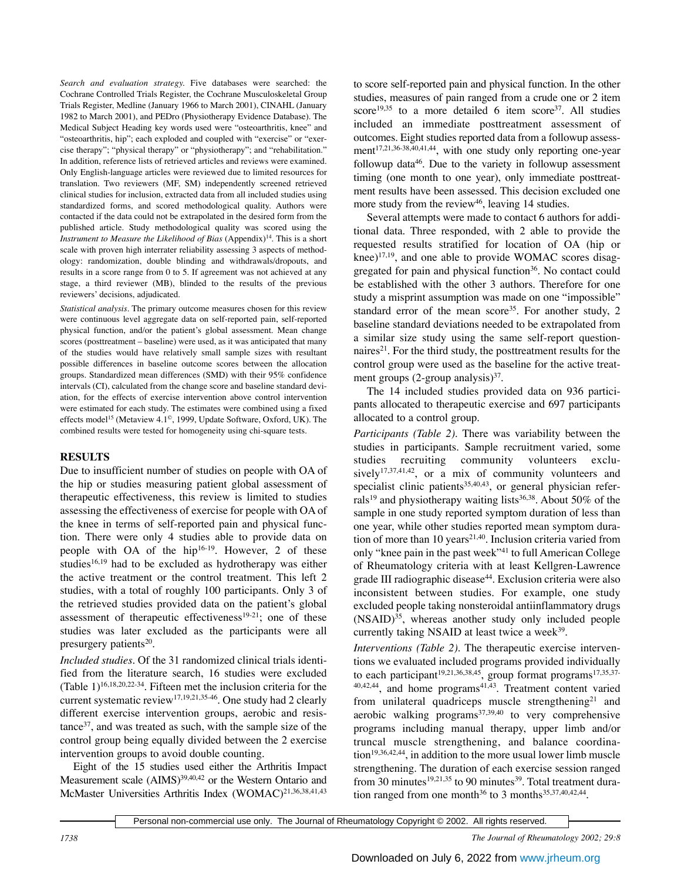*Search and evaluation strategy.* Five databases were searched: the Cochrane Controlled Trials Register, the Cochrane Musculoskeletal Group Trials Register, Medline (January 1966 to March 2001), CINAHL (January 1982 to March 2001), and PEDro (Physiotherapy Evidence Database). The Medical Subject Heading key words used were "osteoarthritis, knee" and "osteoarthritis, hip"; each exploded and coupled with "exercise" or "exercise therapy"; "physical therapy" or "physiotherapy"; and "rehabilitation." In addition, reference lists of retrieved articles and reviews were examined. Only English-language articles were reviewed due to limited resources for translation. Two reviewers (MF, SM) independently screened retrieved clinical studies for inclusion, extracted data from all included studies using standardized forms, and scored methodological quality. Authors were contacted if the data could not be extrapolated in the desired form from the published article. Study methodological quality was scored using the *Instrument to Measure the Likelihood of Bias* (Appendix)[14]. This is a short scale with proven high interrater reliability assessing 3 aspects of methodology: randomization, double blinding and withdrawals/dropouts, and results in a score range from 0 to 5. If agreement was not achieved at any stage, a third reviewer (MB), blinded to the results of the previous reviewers' decisions, adjudicated.

*Statistical analysis.* The primary outcome measures chosen for this review were continuous level aggregate data on self-reported pain, self-reported physical function, and/or the patient's global assessment. Mean change scores (posttreatment – baseline) were used, as it was anticipated that many of the studies would have relatively small sample sizes with resultant possible differences in baseline outcome scores between the allocation groups. Standardized mean differences (SMD) with their 95% confidence intervals (CI), calculated from the change score and baseline standard deviation, for the effects of exercise intervention above control intervention were estimated for each study. The estimates were combined using a fixed effects model[15] (Metaview 4.1©, 1999, Update Software, Oxford, UK). The combined results were tested for homogeneity using chi-square tests.

## RESULTS

Due to insufficient number of studies on people with OA of the hip or studies measuring patient global assessment of therapeutic effectiveness, this review is limited to studies assessing the effectiveness of exercise for people with OA of the knee in terms of self-reported pain and physical function. There were only 4 studies able to provide data on people with OA of the hip[16-19]. However, 2 of these studies[16,19] had to be excluded as hydrotherapy was either the active treatment or the control treatment. This left 2 studies, with a total of roughly 100 participants. Only 3 of the retrieved studies provided data on the patient's global assessment of therapeutic effectiveness[19-21]; one of these studies was later excluded as the participants were all presurgery patients[20].

*Included studies.* Of the 31 randomized clinical trials identified from the literature search, 16 studies were excluded (Table 1)[16,18,20,22-34]. Fifteen met the inclusion criteria for the current systematic review[17,19,21,35-46]. One study had 2 clearly different exercise intervention groups, aerobic and resistance[37], and was treated as such, with the sample size of the control group being equally divided between the 2 exercise intervention groups to avoid double counting.

Eight of the 15 studies used either the Arthritis Impact Measurement scale (AIMS)[39,40,42] or the Western Ontario and McMaster Universities Arthritis Index (WOMAC)[21,36,38,41,43] to score self-reported pain and physical function. In the other studies, measures of pain ranged from a crude one or 2 item score[19,35] to a more detailed 6 item score[37]. All studies included an immediate posttreatment assessment of outcomes. Eight studies reported data from a followup assessment[17,21,36-38,40,41,44], with one study only reporting one-year followup data[46]. Due to the variety in followup assessment timing (one month to one year), only immediate posttreatment results have been assessed. This decision excluded one more study from the review[46], leaving 14 studies.

Several attempts were made to contact 6 authors for additional data. Three responded, with 2 able to provide the requested results stratified for location of OA (hip or knee)[17,19], and one able to provide WOMAC scores disaggregated for pain and physical function[36]. No contact could be established with the other 3 authors. Therefore for one study a misprint assumption was made on one "impossible" standard error of the mean score[35]. For another study, 2 baseline standard deviations needed to be extrapolated from a similar size study using the same self-report questionnaires[21]. For the third study, the posttreatment results for the control group were used as the baseline for the active treatment groups (2-group analysis)[37].

The 14 included studies provided data on 936 participants allocated to therapeutic exercise and 697 participants allocated to a control group.

*Participants (Table 2).* There was variability between the studies in participants. Sample recruitment varied, some studies recruiting community volunteers exclusively[17,37,41,42], or a mix of community volunteers and specialist clinic patients[35,40,43], or general physician referrals[19] and physiotherapy waiting lists[36,38]. About 50% of the sample in one study reported symptom duration of less than one year, while other studies reported mean symptom duration of more than 10 years[21,40]. Inclusion criteria varied from only "knee pain in the past week"[41] to full American College of Rheumatology criteria with at least Kellgren-Lawrence grade III radiographic disease[44]. Exclusion criteria were also inconsistent between studies. For example, one study excluded people taking nonsteroidal antiinflammatory drugs (NSAID)[35], whereas another study only included people currently taking NSAID at least twice a week[39].

*Interventions (Table 2).* The therapeutic exercise interventions we evaluated included programs provided individually to each participant[19,21,36,38,45], group format programs[17,35,37-40,42,44], and home programs[41,43]. Treatment content varied from unilateral quadriceps muscle strengthening[21] and aerobic walking programs[37,39,40] to very comprehensive programs including manual therapy, upper limb and/or truncal muscle strengthening, and balance coordination[19,36,42,44], in addition to the more usual lower limb muscle strengthening. The duration of each exercise session ranged from 30 minutes[19,21,35] to 90 minutes[39]. Total treatment duration ranged from one month[36] to 3 months[35,37,40,42,44].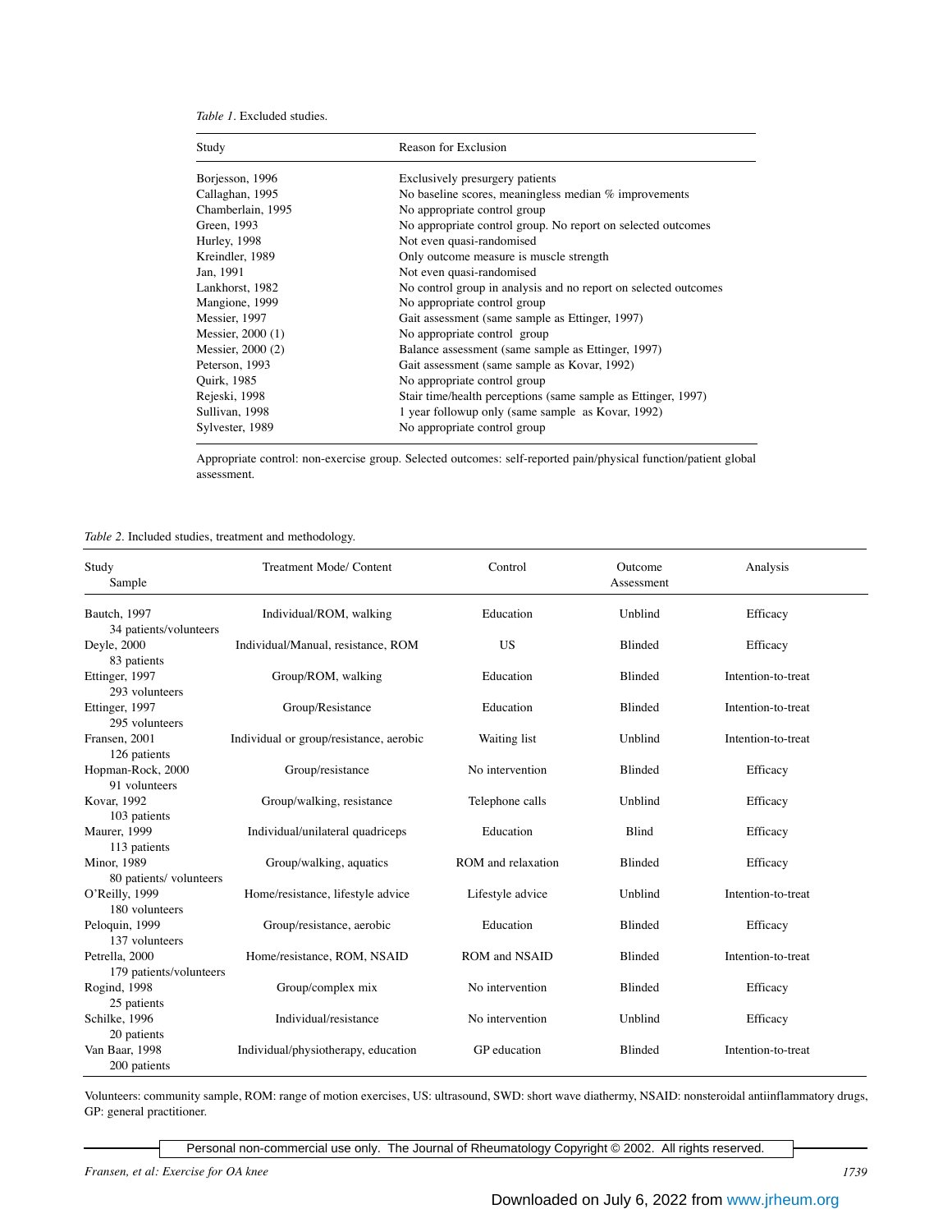*Table 1*. Excluded studies.

| Study | Reason for Exclusion |
|---|---|
| Borjesson, 1996 | Exclusively presurgery patients |
| Callaghan, 1995 | No baseline scores, meaningless median % improvements |
| Chamberlain, 1995 | No appropriate control group |
| Green, 1993 | No appropriate control group. No report on selected outcomes |
| Hurley, 1998 | Not even quasi-randomised |
| Kreindler, 1989 | Only outcome measure is muscle strength |
| Jan, 1991 | Not even quasi-randomised |
| Lankhorst, 1982 | No control group in analysis and no report on selected outcomes |
| Mangione, 1999 | No appropriate control group |
| Messier, 1997 | Gait assessment (same sample as Ettinger, 1997) |
| Messier, 2000 (1) | No appropriate control group |
| Messier, 2000 (2) | Balance assessment (same sample as Ettinger, 1997) |
| Peterson, 1993 | Gait assessment (same sample as Kovar, 1992) |
| Quirk, 1985 | No appropriate control group |
| Rejeski, 1998 | Stair time/health perceptions (same sample as Ettinger, 1997) |
| Sullivan, 1998 | 1 year followup only (same sample as Kovar, 1992) |
| Sylvester, 1989 | No appropriate control group |

Appropriate control: non-exercise group. Selected outcomes: self-reported pain/physical function/patient global assessment.

*Table 2*. Included studies, treatment and methodology.

| Study<br>Sample | Treatment Mode/ Content | Control | Outcome Assessment | Analysis |
|---|---|---|---|---|
| Bautch, 1997<br>34 patients/volunteers | Individual/ROM, walking | Education | Unblind | Efficacy |
| Deyle, 2000<br>83 patients | Individual/Manual, resistance, ROM | US | Blinded | Efficacy |
| Ettinger, 1997<br>293 volunteers | Group/ROM, walking | Education | Blinded | Intention-to-treat |
| Ettinger, 1997<br>295 volunteers | Group/Resistance | Education | Blinded | Intention-to-treat |
| Fransen, 2001<br>126 patients | Individual or group/resistance, aerobic | Waiting list | Unblind | Intention-to-treat |
| Hopman-Rock, 2000<br>91 volunteers | Group/resistance | No intervention | Blinded | Efficacy |
| Kovar, 1992<br>103 patients | Group/walking, resistance | Telephone calls | Unblind | Efficacy |
| Maurer, 1999<br>113 patients | Individual/unilateral quadriceps | Education | Blind | Efficacy |
| Minor, 1989<br>80 patients/ volunteers | Group/walking, aquatics | ROM and relaxation | Blinded | Efficacy |
| O'Reilly, 1999<br>180 volunteers | Home/resistance, lifestyle advice | Lifestyle advice | Unblind | Intention-to-treat |
| Peloquin, 1999<br>137 volunteers | Group/resistance, aerobic | Education | Blinded | Efficacy |
| Petrella, 2000<br>179 patients/volunteers | Home/resistance, ROM, NSAID | ROM and NSAID | Blinded | Intention-to-treat |
| Rogind, 1998<br>25 patients | Group/complex mix | No intervention | Blinded | Efficacy |
| Schilke, 1996<br>20 patients | Individual/resistance | No intervention | Unblind | Efficacy |
| Van Baar, 1998<br>200 patients | Individual/physiotherapy, education | GP education | Blinded | Intention-to-treat |

Volunteers: community sample, ROM: range of motion exercises, US: ultrasound, SWD: short wave diathermy, NSAID: nonsteroidal antiinflammatory drugs, GP: general practitioner.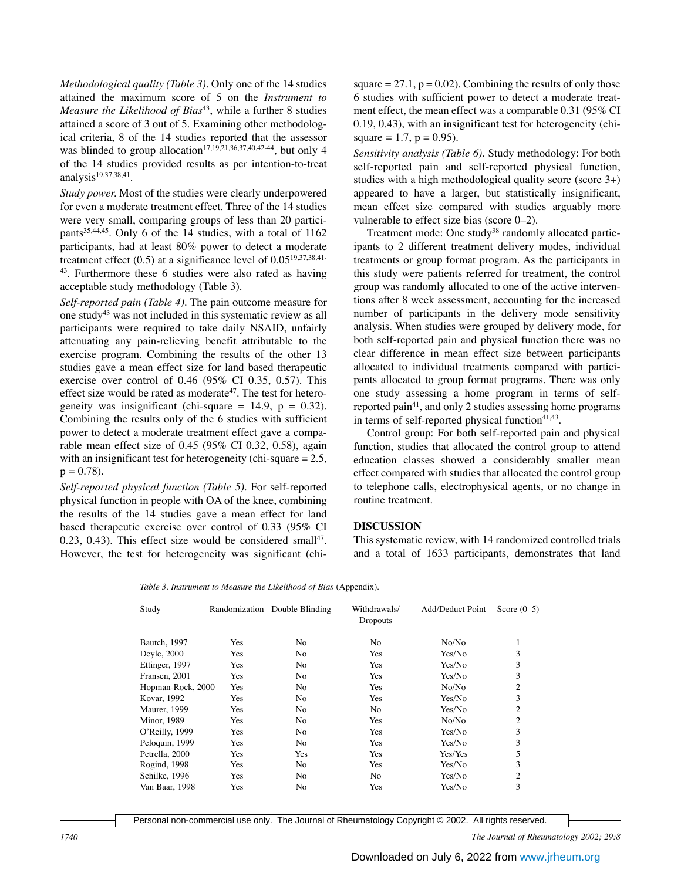*Methodological quality (Table 3).* Only one of the 14 studies attained the maximum score of 5 on the *Instrument to Measure the Likelihood of Bias*[43], while a further 8 studies attained a score of 3 out of 5. Examining other methodological criteria, 8 of the 14 studies reported that the assessor was blinded to group allocation[17,19,21,36,37,40,42-44], but only 4 of the 14 studies provided results as per intention-to-treat analysis[19,37,38,41].

*Study power.* Most of the studies were clearly underpowered for even a moderate treatment effect. Three of the 14 studies were very small, comparing groups of less than 20 participants[35,44,45]. Only 6 of the 14 studies, with a total of 1162 participants, had at least 80% power to detect a moderate treatment effect (0.5) at a significance level of 0.05[19,37,38,41-43]. Furthermore these 6 studies were also rated as having acceptable study methodology (Table 3).

*Self-reported pain (Table 4).* The pain outcome measure for one study[43] was not included in this systematic review as all participants were required to take daily NSAID, unfairly attenuating any pain-relieving benefit attributable to the exercise program. Combining the results of the other 13 studies gave a mean effect size for land based therapeutic exercise over control of 0.46 (95% CI 0.35, 0.57). This effect size would be rated as moderate[47]. The test for heterogeneity was insignificant (chi-square = 14.9, p = 0.32). Combining the results only of the 6 studies with sufficient power to detect a moderate treatment effect gave a comparable mean effect size of 0.45 (95% CI 0.32, 0.58), again with an insignificant test for heterogeneity (chi-square = 2.5, p = 0.78).

*Self-reported physical function (Table 5).* For self-reported physical function in people with OA of the knee, combining the results of the 14 studies gave a mean effect for land based therapeutic exercise over control of 0.33 (95% CI 0.23, 0.43). This effect size would be considered small[47]. However, the test for heterogeneity was significant (chi-square = 27.1, p = 0.02). Combining the results of only those 6 studies with sufficient power to detect a moderate treatment effect, the mean effect was a comparable 0.31 (95% CI 0.19, 0.43), with an insignificant test for heterogeneity (chi-square = 1.7, p = 0.95).

*Sensitivity analysis (Table 6).* Study methodology: For both self-reported pain and self-reported physical function, studies with a high methodological quality score (score 3+) appeared to have a larger, but statistically insignificant, mean effect size compared with studies arguably more vulnerable to effect size bias (score 0–2).

Treatment mode: One study[38] randomly allocated participants to 2 different treatment delivery modes, individual treatments or group format program. As the participants in this study were patients referred for treatment, the control group was randomly allocated to one of the active interventions after 8 week assessment, accounting for the increased number of participants in the delivery mode sensitivity analysis. When studies were grouped by delivery mode, for both self-reported pain and physical function there was no clear difference in mean effect size between participants allocated to individual treatments compared with participants allocated to group format programs. There was only one study assessing a home program in terms of self-reported pain[41], and only 2 studies assessing home programs in terms of self-reported physical function[41,43].

Control group: For both self-reported pain and physical function, studies that allocated the control group to attend education classes showed a considerably smaller mean effect compared with studies that allocated the control group to telephone calls, electrophysical agents, or no change in routine treatment.

## DISCUSSION

This systematic review, with 14 randomized controlled trials and a total of 1633 participants, demonstrates that land

*Table 3. Instrument to Measure the Likelihood of Bias* (Appendix).

| Study | Randomization | Double Blinding | Withdrawals/ Dropouts | Add/Deduct Point | Score (0–5) |
|---|---|---|---|---|---|
| Bautch, 1997 | Yes | No | No | No/No | 1 |
| Deyle, 2000 | Yes | No | Yes | Yes/No | 3 |
| Ettinger, 1997 | Yes | No | Yes | Yes/No | 3 |
| Fransen, 2001 | Yes | No | Yes | Yes/No | 3 |
| Hopman-Rock, 2000 | Yes | No | Yes | No/No | 2 |
| Kovar, 1992 | Yes | No | Yes | Yes/No | 3 |
| Maurer, 1999 | Yes | No | No | Yes/No | 2 |
| Minor, 1989 | Yes | No | Yes | No/No | 2 |
| O'Reilly, 1999 | Yes | No | Yes | Yes/No | 3 |
| Peloquin, 1999 | Yes | No | Yes | Yes/No | 3 |
| Petrella, 2000 | Yes | Yes | Yes | Yes/Yes | 5 |
| Rogind, 1998 | Yes | No | Yes | Yes/No | 3 |
| Schilke, 1996 | Yes | No | No | Yes/No | 2 |
| Van Baar, 1998 | Yes | No | Yes | Yes/No | 3 |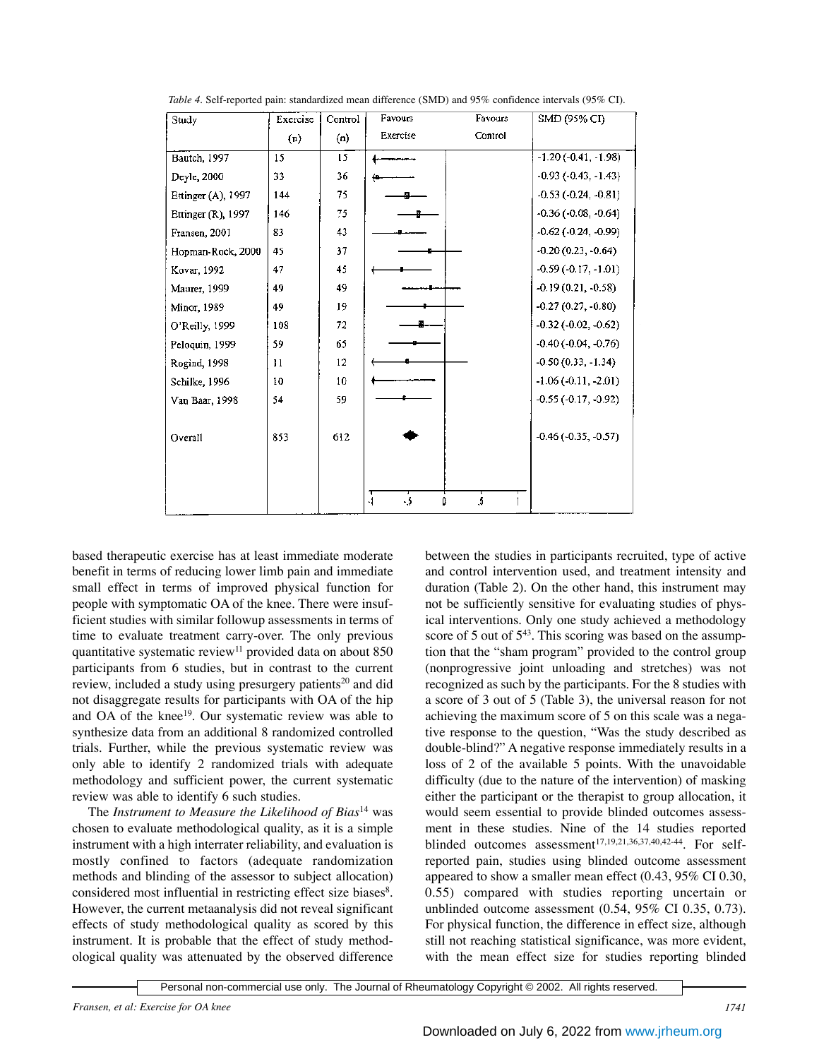*Table 4.* Self-reported pain: standardized mean difference (SMD) and 95% confidence intervals (95% CI).

| Study | Exercise (n) | Control (n) | Favours Exercise / Favours Control | SMD (95% CI) |
|---|---|---|---|---|
| Bautch, 1997 | 15 | 15 | | -1.20 (-0.41, -1.98) |
| Deyle, 2000 | 33 | 36 | | -0.93 (-0.43, -1.43) |
| Ettinger (A), 1997 | 144 | 75 | | -0.53 (-0.24, -0.81) |
| Ettinger (R), 1997 | 146 | 75 | | -0.36 (-0.08, -0.64) |
| Fransen, 2001 | 83 | 43 | | -0.62 (-0.24, -0.99) |
| Hopman-Rock, 2000 | 45 | 37 | | -0.20 (0.23, -0.64) |
| Kovar, 1992 | 47 | 45 | | -0.59 (-0.17, -1.01) |
| Maurer, 1999 | 49 | 49 | | -0.19 (0.21, -0.58) |
| Minor, 1989 | 49 | 19 | | -0.27 (0.27, -0.80) |
| O'Reilly, 1999 | 108 | 72 | | -0.32 (-0.02, -0.62) |
| Peloquin, 1999 | 59 | 65 | | -0.40 (-0.04, -0.76) |
| Rogind, 1998 | 11 | 12 | | -0.50 (0.33, -1.34) |
| Schilke, 1996 | 10 | 10 | | -1.06 (-0.11, -2.01) |
| Van Baar, 1998 | 54 | 59 | | -0.55 (-0.17, -0.92) |
| Overall | 853 | 612 | | -0.46 (-0.35, -0.57) |

based therapeutic exercise has at least immediate moderate benefit in terms of reducing lower limb pain and immediate small effect in terms of improved physical function for people with symptomatic OA of the knee. There were insufficient studies with similar followup assessments in terms of time to evaluate treatment carry-over. The only previous quantitative systematic review[11] provided data on about 850 participants from 6 studies, but in contrast to the current review, included a study using presurgery patients[20] and did not disaggregate results for participants with OA of the hip and OA of the knee[19]. Our systematic review was able to synthesize data from an additional 8 randomized controlled trials. Further, while the previous systematic review was only able to identify 2 randomized trials with adequate methodology and sufficient power, the current systematic review was able to identify 6 such studies.

The *Instrument to Measure the Likelihood of Bias*[14] was chosen to evaluate methodological quality, as it is a simple instrument with a high interrater reliability, and evaluation is mostly confined to factors (adequate randomization methods and blinding of the assessor to subject allocation) considered most influential in restricting effect size biases[8]. However, the current metaanalysis did not reveal significant effects of study methodological quality as scored by this instrument. It is probable that the effect of study methodological quality was attenuated by the observed difference between the studies in participants recruited, type of active and control intervention used, and treatment intensity and duration (Table 2). On the other hand, this instrument may not be sufficiently sensitive for evaluating studies of physical interventions. Only one study achieved a methodology score of 5 out of 5[43]. This scoring was based on the assumption that the "sham program" provided to the control group (nonprogressive joint unloading and stretches) was not recognized as such by the participants. For the 8 studies with a score of 3 out of 5 (Table 3), the universal reason for not achieving the maximum score of 5 on this scale was a negative response to the question, "Was the study described as double-blind?" A negative response immediately results in a loss of 2 of the available 5 points. With the unavoidable difficulty (due to the nature of the intervention) of masking either the participant or the therapist to group allocation, it would seem essential to provide blinded outcomes assessment in these studies. Nine of the 14 studies reported blinded outcomes assessment[17,19,21,36,37,40,42-44]. For self-reported pain, studies using blinded outcome assessment appeared to show a smaller mean effect (0.43, 95% CI 0.30, 0.55) compared with studies reporting uncertain or unblinded outcome assessment (0.54, 95% CI 0.35, 0.73). For physical function, the difference in effect size, although still not reaching statistical significance, was more evident, with the mean effect size for studies reporting blinded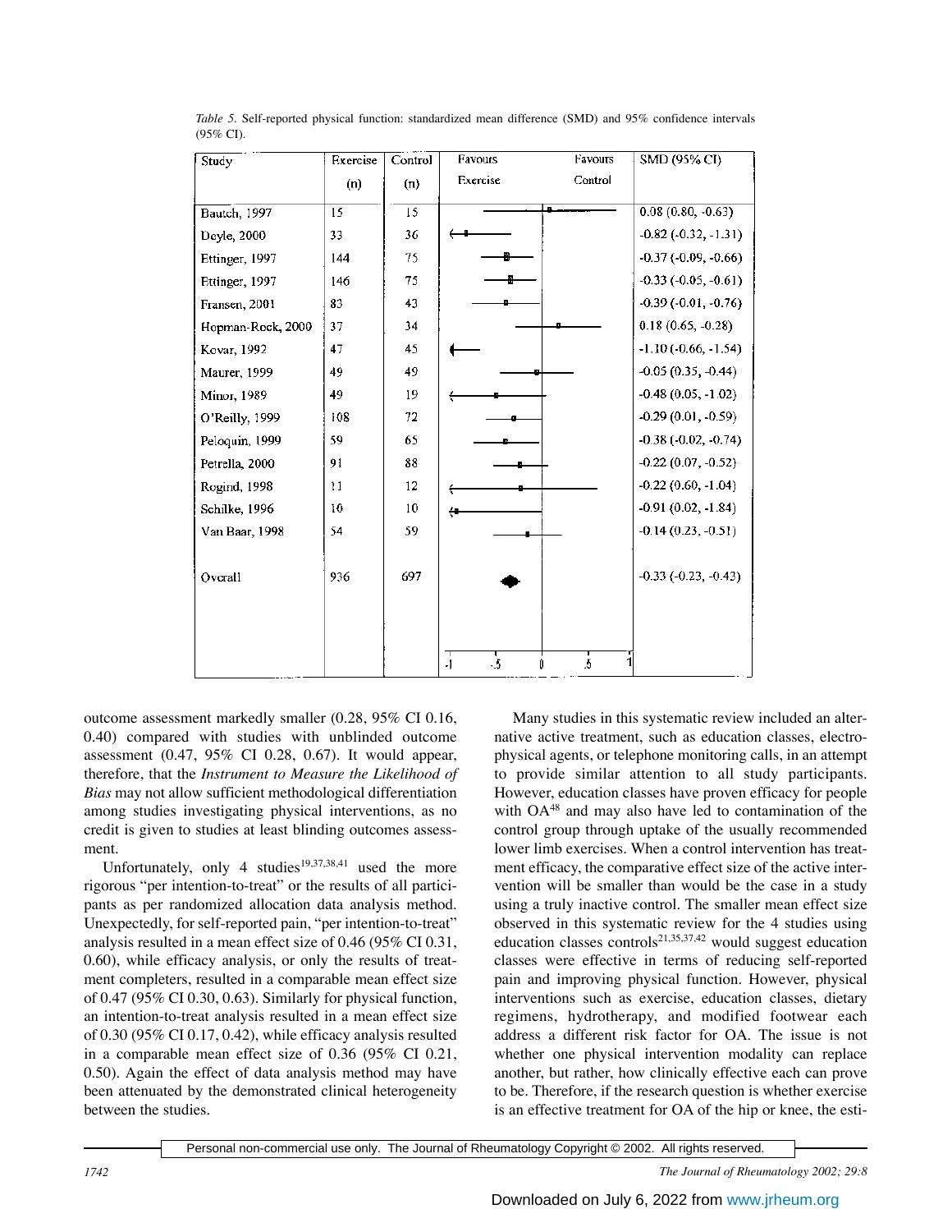*Table 5*. Self-reported physical function: standardized mean difference (SMD) and 95% confidence intervals (95% CI).

| Study | Exercise (n) | Control (n) | SMD (95% CI) |
|---|---|---|---|
| Bautch, 1997 | 15 | 15 | 0.08 (0.80, -0.63) |
| Deyle, 2000 | 33 | 36 | -0.82 (-0.32, -1.31) |
| Ettinger, 1997 | 144 | 75 | -0.37 (-0.09, -0.66) |
| Ettinger, 1997 | 146 | 75 | -0.33 (-0.05, -0.61) |
| Fransen, 2001 | 83 | 43 | -0.39 (-0.01, -0.76) |
| Hopman-Rock, 2000 | 37 | 34 | 0.18 (0.65, -0.28) |
| Kovar, 1992 | 47 | 45 | -1.10 (-0.66, -1.54) |
| Maurer, 1999 | 49 | 49 | -0.05 (0.35, -0.44) |
| Minor, 1989 | 49 | 19 | -0.48 (0.05, -1.02) |
| O'Reilly, 1999 | 108 | 72 | -0.29 (0.01, -0.59) |
| Peloquin, 1999 | 59 | 65 | -0.38 (-0.02, -0.74) |
| Petrella, 2000 | 91 | 88 | -0.22 (0.07, -0.52) |
| Rogind, 1998 | 11 | 12 | -0.22 (0.60, -1.04) |
| Schilke, 1996 | 10 | 10 | -0.91 (0.02, -1.84) |
| Van Baar, 1998 | 54 | 59 | -0.14 (0.23, -0.51) |
| Overall | 936 | 697 | -0.33 (-0.23, -0.43) |

outcome assessment markedly smaller (0.28, 95% CI 0.16, 0.40) compared with studies with unblinded outcome assessment (0.47, 95% CI 0.28, 0.67). It would appear, therefore, that the *Instrument to Measure the Likelihood of Bias* may not allow sufficient methodological differentiation among studies investigating physical interventions, as no credit is given to studies at least blinding outcomes assessment.

Unfortunately, only 4 studies[19,37,38,41] used the more rigorous "per intention-to-treat" or the results of all participants as per randomized allocation data analysis method. Unexpectedly, for self-reported pain, "per intention-to-treat" analysis resulted in a mean effect size of 0.46 (95% CI 0.31, 0.60), while efficacy analysis, or only the results of treatment completers, resulted in a comparable mean effect size of 0.47 (95% CI 0.30, 0.63). Similarly for physical function, an intention-to-treat analysis resulted in a mean effect size of 0.30 (95% CI 0.17, 0.42), while efficacy analysis resulted in a comparable mean effect size of 0.36 (95% CI 0.21, 0.50). Again the effect of data analysis method may have been attenuated by the demonstrated clinical heterogeneity between the studies.

Many studies in this systematic review included an alternative active treatment, such as education classes, electrophysical agents, or telephone monitoring calls, in an attempt to provide similar attention to all study participants. However, education classes have proven efficacy for people with OA[48] and may also have led to contamination of the control group through uptake of the usually recommended lower limb exercises. When a control intervention has treatment efficacy, the comparative effect size of the active intervention will be smaller than would be the case in a study using a truly inactive control. The smaller mean effect size observed in this systematic review for the 4 studies using education classes controls[21,35,37,42] would suggest education classes were effective in terms of reducing self-reported pain and improving physical function. However, physical interventions such as exercise, education classes, dietary regimens, hydrotherapy, and modified footwear each address a different risk factor for OA. The issue is not whether one physical intervention modality can replace another, but rather, how clinically effective each can prove to be. Therefore, if the research question is whether exercise is an effective treatment for OA of the hip or knee, the esti-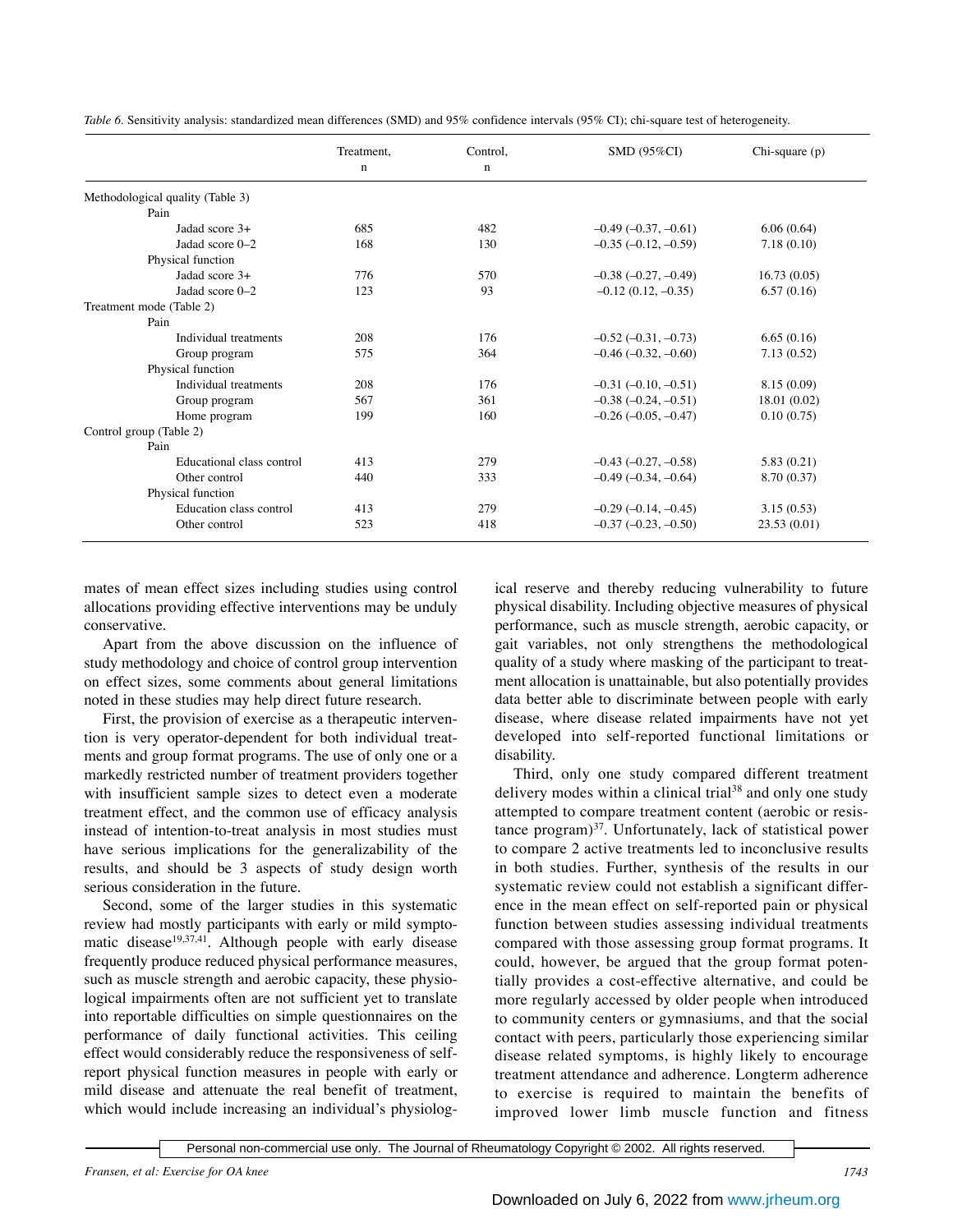*Table 6.* Sensitivity analysis: standardized mean differences (SMD) and 95% confidence intervals (95% CI); chi-square test of heterogeneity.

| | Treatment, n | Control, n | SMD (95%CI) | Chi-square (p) |
|---|---|---|---|---|
| Methodological quality (Table 3) | | | | |
| Pain | | | | |
| Jadad score 3+ | 685 | 482 | –0.49 (–0.37, –0.61) | 6.06 (0.64) |
| Jadad score 0–2 | 168 | 130 | –0.35 (–0.12, –0.59) | 7.18 (0.10) |
| Physical function | | | | |
| Jadad score 3+ | 776 | 570 | –0.38 (–0.27, –0.49) | 16.73 (0.05) |
| Jadad score 0–2 | 123 | 93 | –0.12 (0.12, –0.35) | 6.57 (0.16) |
| Treatment mode (Table 2) | | | | |
| Pain | | | | |
| Individual treatments | 208 | 176 | –0.52 (–0.31, –0.73) | 6.65 (0.16) |
| Group program | 575 | 364 | –0.46 (–0.32, –0.60) | 7.13 (0.52) |
| Physical function | | | | |
| Individual treatments | 208 | 176 | –0.31 (–0.10, –0.51) | 8.15 (0.09) |
| Group program | 567 | 361 | –0.38 (–0.24, –0.51) | 18.01 (0.02) |
| Home program | 199 | 160 | –0.26 (–0.05, –0.47) | 0.10 (0.75) |
| Control group (Table 2) | | | | |
| Pain | | | | |
| Educational class control | 413 | 279 | –0.43 (–0.27, –0.58) | 5.83 (0.21) |
| Other control | 440 | 333 | –0.49 (–0.34, –0.64) | 8.70 (0.37) |
| Physical function | | | | |
| Education class control | 413 | 279 | –0.29 (–0.14, –0.45) | 3.15 (0.53) |
| Other control | 523 | 418 | –0.37 (–0.23, –0.50) | 23.53 (0.01) |

mates of mean effect sizes including studies using control allocations providing effective interventions may be unduly conservative.

Apart from the above discussion on the influence of study methodology and choice of control group intervention on effect sizes, some comments about general limitations noted in these studies may help direct future research.

First, the provision of exercise as a therapeutic intervention is very operator-dependent for both individual treatments and group format programs. The use of only one or a markedly restricted number of treatment providers together with insufficient sample sizes to detect even a moderate treatment effect, and the common use of efficacy analysis instead of intention-to-treat analysis in most studies must have serious implications for the generalizability of the results, and should be 3 aspects of study design worth serious consideration in the future.

Second, some of the larger studies in this systematic review had mostly participants with early or mild symptomatic disease[19,37,41]. Although people with early disease frequently produce reduced physical performance measures, such as muscle strength and aerobic capacity, these physiological impairments often are not sufficient yet to translate into reportable difficulties on simple questionnaires on the performance of daily functional activities. This ceiling effect would considerably reduce the responsiveness of self-report physical function measures in people with early or mild disease and attenuate the real benefit of treatment, which would include increasing an individual's physiological reserve and thereby reducing vulnerability to future physical disability. Including objective measures of physical performance, such as muscle strength, aerobic capacity, or gait variables, not only strengthens the methodological quality of a study where masking of the participant to treatment allocation is unattainable, but also potentially provides data better able to discriminate between people with early disease, where disease related impairments have not yet developed into self-reported functional limitations or disability.

Third, only one study compared different treatment delivery modes within a clinical trial[38] and only one study attempted to compare treatment content (aerobic or resistance program)[37]. Unfortunately, lack of statistical power to compare 2 active treatments led to inconclusive results in both studies. Further, synthesis of the results in our systematic review could not establish a significant difference in the mean effect on self-reported pain or physical function between studies assessing individual treatments compared with those assessing group format programs. It could, however, be argued that the group format potentially provides a cost-effective alternative, and could be more regularly accessed by older people when introduced to community centers or gymnasiums, and that the social contact with peers, particularly those experiencing similar disease related symptoms, is highly likely to encourage treatment attendance and adherence. Longterm adherence to exercise is required to maintain the benefits of improved lower limb muscle function and fitness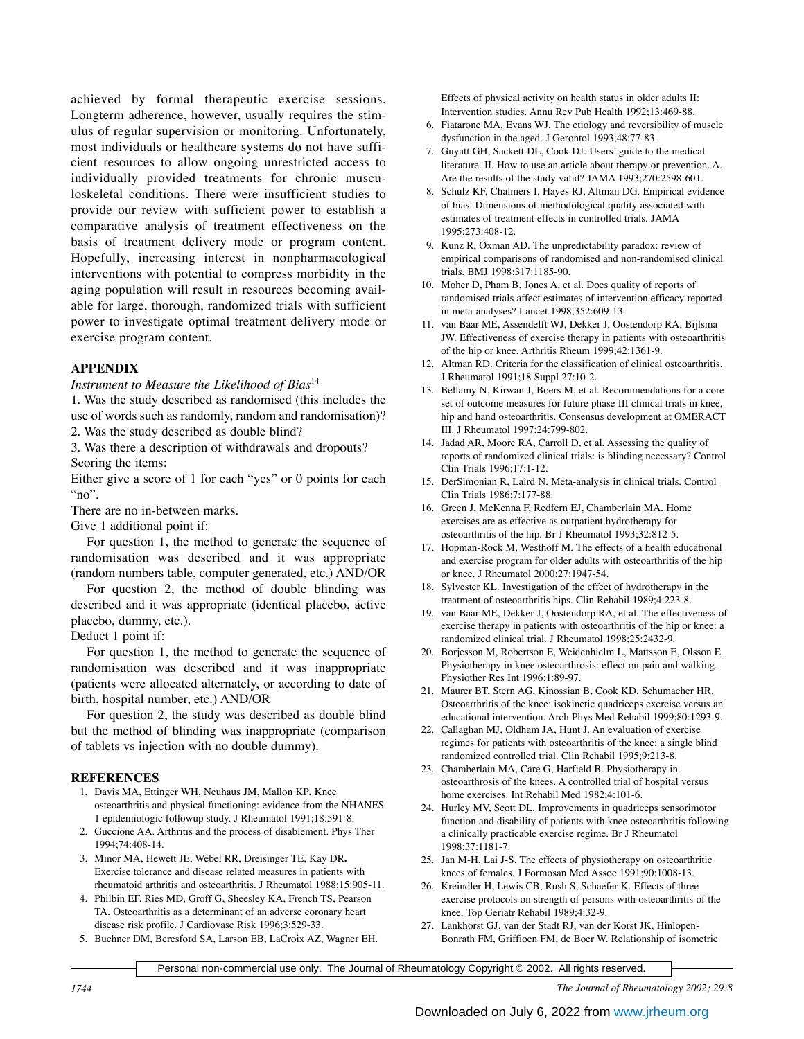achieved by formal therapeutic exercise sessions. Longterm adherence, however, usually requires the stimulus of regular supervision or monitoring. Unfortunately, most individuals or healthcare systems do not have sufficient resources to allow ongoing unrestricted access to individually provided treatments for chronic musculoskeletal conditions. There were insufficient studies to provide our review with sufficient power to establish a comparative analysis of treatment effectiveness on the basis of treatment delivery mode or program content. Hopefully, increasing interest in nonpharmacological interventions with potential to compress morbidity in the aging population will result in resources becoming available for large, thorough, randomized trials with sufficient power to investigate optimal treatment delivery mode or exercise program content.

## APPENDIX

*Instrument to Measure the Likelihood of Bias*[14]

1. Was the study described as randomised (this includes the use of words such as randomly, random and randomisation)?
2. Was the study described as double blind?
3. Was there a description of withdrawals and dropouts?

Scoring the items:

Either give a score of 1 for each "yes" or 0 points for each "no".

There are no in-between marks.

Give 1 additional point if:

For question 1, the method to generate the sequence of randomisation was described and it was appropriate (random numbers table, computer generated, etc.) AND/OR

For question 2, the method of double blinding was described and it was appropriate (identical placebo, active placebo, dummy, etc.).

Deduct 1 point if:

For question 1, the method to generate the sequence of randomisation was described and it was inappropriate (patients were allocated alternately, or according to date of birth, hospital number, etc.) AND/OR

For question 2, the study was described as double blind but the method of blinding was inappropriate (comparison of tablets vs injection with no double dummy).

## REFERENCES

1. Davis MA, Ettinger WH, Neuhaus JM, Mallon KP. Knee osteoarthritis and physical functioning: evidence from the NHANES 1 epidemiologic followup study. J Rheumatol 1991;18:591-8.
2. Guccione AA. Arthritis and the process of disablement. Phys Ther 1994;74:408-14.
3. Minor MA, Hewett JE, Webel RR, Dreisinger TE, Kay DR. Exercise tolerance and disease related measures in patients with rheumatoid arthritis and osteoarthritis. J Rheumatol 1988;15:905-11.
4. Philbin EF, Ries MD, Groff G, Sheesley KA, French TS, Pearson TA. Osteoarthritis as a determinant of an adverse coronary heart disease risk profile. J Cardiovasc Risk 1996;3:529-33.
5. Buchner DM, Beresford SA, Larson EB, LaCroix AZ, Wagner EH. Effects of physical activity on health status in older adults II: Intervention studies. Annu Rev Pub Health 1992;13:469-88.
6. Fiatarone MA, Evans WJ. The etiology and reversibility of muscle dysfunction in the aged. J Gerontol 1993;48:77-83.
7. Guyatt GH, Sackett DL, Cook DJ. Users' guide to the medical literature. II. How to use an article about therapy or prevention. A. Are the results of the study valid? JAMA 1993;270:2598-601.
8. Schulz KF, Chalmers I, Hayes RJ, Altman DG. Empirical evidence of bias. Dimensions of methodological quality associated with estimates of treatment effects in controlled trials. JAMA 1995;273:408-12.
9. Kunz R, Oxman AD. The unpredictability paradox: review of empirical comparisons of randomised and non-randomised clinical trials. BMJ 1998;317:1185-90.
10. Moher D, Pham B, Jones A, et al. Does quality of reports of randomised trials affect estimates of intervention efficacy reported in meta-analyses? Lancet 1998;352:609-13.
11. van Baar ME, Assendelft WJ, Dekker J, Oostendorp RA, Bijlsma JW. Effectiveness of exercise therapy in patients with osteoarthritis of the hip or knee. Arthritis Rheum 1999;42:1361-9.
12. Altman RD. Criteria for the classification of clinical osteoarthritis. J Rheumatol 1991;18 Suppl 27:10-2.
13. Bellamy N, Kirwan J, Boers M, et al. Recommendations for a core set of outcome measures for future phase III clinical trials in knee, hip and hand osteoarthritis. Consensus development at OMERACT III. J Rheumatol 1997;24:799-802.
14. Jadad AR, Moore RA, Carroll D, et al. Assessing the quality of reports of randomized clinical trials: is blinding necessary? Control Clin Trials 1996;17:1-12.
15. DerSimonian R, Laird N. Meta-analysis in clinical trials. Control Clin Trials 1986;7:177-88.
16. Green J, McKenna F, Redfern EJ, Chamberlain MA. Home exercises are as effective as outpatient hydrotherapy for osteoarthritis of the hip. Br J Rheumatol 1993;32:812-5.
17. Hopman-Rock M, Westhoff M. The effects of a health educational and exercise program for older adults with osteoarthritis of the hip or knee. J Rheumatol 2000;27:1947-54.
18. Sylvester KL. Investigation of the effect of hydrotherapy in the treatment of osteoarthritis hips. Clin Rehabil 1989;4:223-8.
19. van Baar ME, Dekker J, Oostendorp RA, et al. The effectiveness of exercise therapy in patients with osteoarthritis of the hip or knee: a randomized clinical trial. J Rheumatol 1998;25:2432-9.
20. Borjesson M, Robertson E, Weidenhielm L, Mattsson E, Olsson E. Physiotherapy in knee osteoarthrosis: effect on pain and walking. Physiother Res Int 1996;1:89-97.
21. Maurer BT, Stern AG, Kinossian B, Cook KD, Schumacher HR. Osteoarthritis of the knee: isokinetic quadriceps exercise versus an educational intervention. Arch Phys Med Rehabil 1999;80:1293-9.
22. Callaghan MJ, Oldham JA, Hunt J. An evaluation of exercise regimes for patients with osteoarthritis of the knee: a single blind randomized controlled trial. Clin Rehabil 1995;9:213-8.
23. Chamberlain MA, Care G, Harfield B. Physiotherapy in osteoarthrosis of the knees. A controlled trial of hospital versus home exercises. Int Rehabil Med 1982;4:101-6.
24. Hurley MV, Scott DL. Improvements in quadriceps sensorimotor function and disability of patients with knee osteoarthritis following a clinically practicable exercise regime. Br J Rheumatol 1998;37:1181-7.
25. Jan M-H, Lai J-S. The effects of physiotherapy on osteoarthritic knees of females. J Formosan Med Assoc 1991;90:1008-13.
26. Kreindler H, Lewis CB, Rush S, Schaefer K. Effects of three exercise protocols on strength of persons with osteoarthritis of the knee. Top Geriatr Rehabil 1989;4:32-9.
27. Lankhorst GJ, van der Stadt RJ, van der Korst JK, Hinlopen-Bonrath FM, Griffioen FM, de Boer W. Relationship of isometric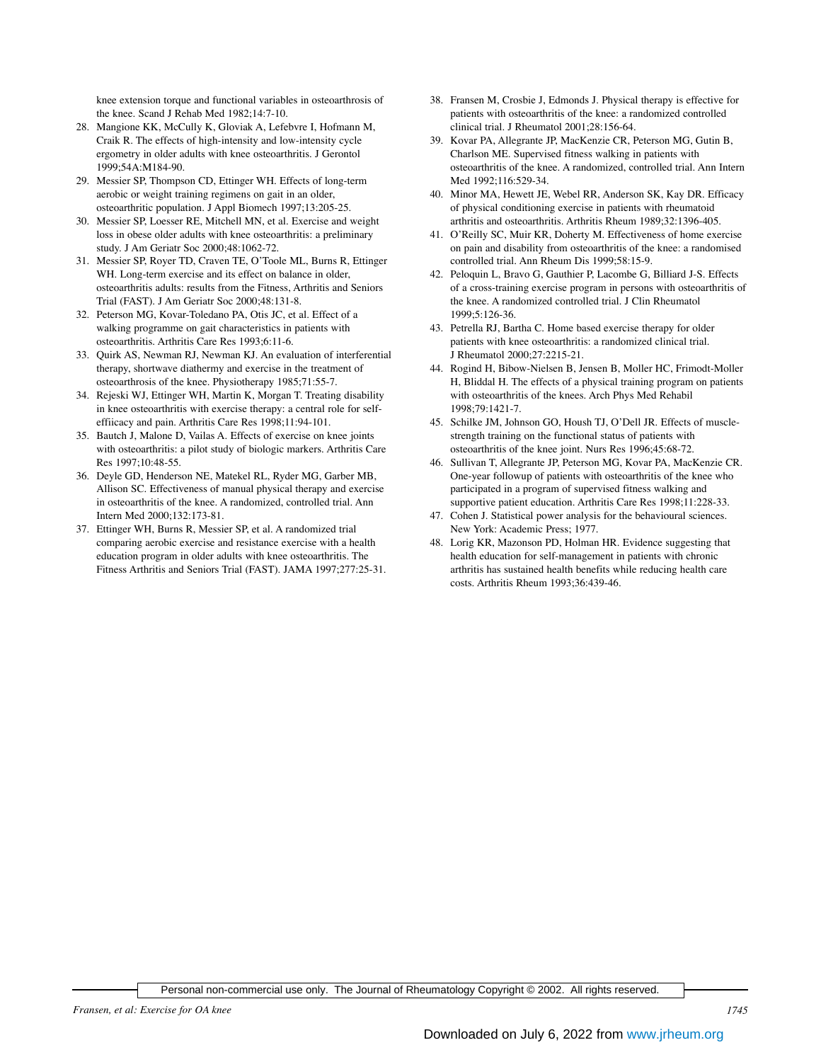knee extension torque and functional variables in osteoarthrosis of the knee. Scand J Rehab Med 1982;14:7-10.

28. Mangione KK, McCully K, Gloviak A, Lefebvre I, Hofmann M, Craik R. The effects of high-intensity and low-intensity cycle ergometry in older adults with knee osteoarthritis. J Gerontol 1999;54A:M184-90.
29. Messier SP, Thompson CD, Ettinger WH. Effects of long-term aerobic or weight training regimens on gait in an older, osteoarthritic population. J Appl Biomech 1997;13:205-25.
30. Messier SP, Loesser RE, Mitchell MN, et al. Exercise and weight loss in obese older adults with knee osteoarthritis: a preliminary study. J Am Geriatr Soc 2000;48:1062-72.
31. Messier SP, Royer TD, Craven TE, O'Toole ML, Burns R, Ettinger WH. Long-term exercise and its effect on balance in older, osteoarthritis adults: results from the Fitness, Arthritis and Seniors Trial (FAST). J Am Geriatr Soc 2000;48:131-8.
32. Peterson MG, Kovar-Toledano PA, Otis JC, et al. Effect of a walking programme on gait characteristics in patients with osteoarthritis. Arthritis Care Res 1993;6:11-6.
33. Quirk AS, Newman RJ, Newman KJ. An evaluation of interferential therapy, shortwave diathermy and exercise in the treatment of osteoarthrosis of the knee. Physiotherapy 1985;71:55-7.
34. Rejeski WJ, Ettinger WH, Martin K, Morgan T. Treating disability in knee osteoarthritis with exercise therapy: a central role for self-effiicacy and pain. Arthritis Care Res 1998;11:94-101.
35. Bautch J, Malone D, Vailas A. Effects of exercise on knee joints with osteoarthritis: a pilot study of biologic markers. Arthritis Care Res 1997;10:48-55.
36. Deyle GD, Henderson NE, Matekel RL, Ryder MG, Garber MB, Allison SC. Effectiveness of manual physical therapy and exercise in osteoarthritis of the knee. A randomized, controlled trial. Ann Intern Med 2000;132:173-81.
37. Ettinger WH, Burns R, Messier SP, et al. A randomized trial comparing aerobic exercise and resistance exercise with a health education program in older adults with knee osteoarthritis. The Fitness Arthritis and Seniors Trial (FAST). JAMA 1997;277:25-31.
38. Fransen M, Crosbie J, Edmonds J. Physical therapy is effective for patients with osteoarthritis of the knee: a randomized controlled clinical trial. J Rheumatol 2001;28:156-64.
39. Kovar PA, Allegrante JP, MacKenzie CR, Peterson MG, Gutin B, Charlson ME. Supervised fitness walking in patients with osteoarthritis of the knee. A randomized, controlled trial. Ann Intern Med 1992;116:529-34.
40. Minor MA, Hewett JE, Webel RR, Anderson SK, Kay DR. Efficacy of physical conditioning exercise in patients with rheumatoid arthritis and osteoarthritis. Arthritis Rheum 1989;32:1396-405.
41. O'Reilly SC, Muir KR, Doherty M. Effectiveness of home exercise on pain and disability from osteoarthritis of the knee: a randomised controlled trial. Ann Rheum Dis 1999;58:15-9.
42. Peloquin L, Bravo G, Gauthier P, Lacombe G, Billiard J-S. Effects of a cross-training exercise program in persons with osteoarthritis of the knee. A randomized controlled trial. J Clin Rheumatol 1999;5:126-36.
43. Petrella RJ, Bartha C. Home based exercise therapy for older patients with knee osteoarthritis: a randomized clinical trial. J Rheumatol 2000;27:2215-21.
44. Rogind H, Bibow-Nielsen B, Jensen B, Moller HC, Frimodt-Moller H, Bliddal H. The effects of a physical training program on patients with osteoarthritis of the knees. Arch Phys Med Rehabil 1998;79:1421-7.
45. Schilke JM, Johnson GO, Housh TJ, O'Dell JR. Effects of muscle-strength training on the functional status of patients with osteoarthritis of the knee joint. Nurs Res 1996;45:68-72.
46. Sullivan T, Allegrante JP, Peterson MG, Kovar PA, MacKenzie CR. One-year followup of patients with osteoarthritis of the knee who participated in a program of supervised fitness walking and supportive patient education. Arthritis Care Res 1998;11:228-33.
47. Cohen J. Statistical power analysis for the behavioural sciences. New York: Academic Press; 1977.
48. Lorig KR, Mazonson PD, Holman HR. Evidence suggesting that health education for self-management in patients with chronic arthritis has sustained health benefits while reducing health care costs. Arthritis Rheum 1993;36:439-46.